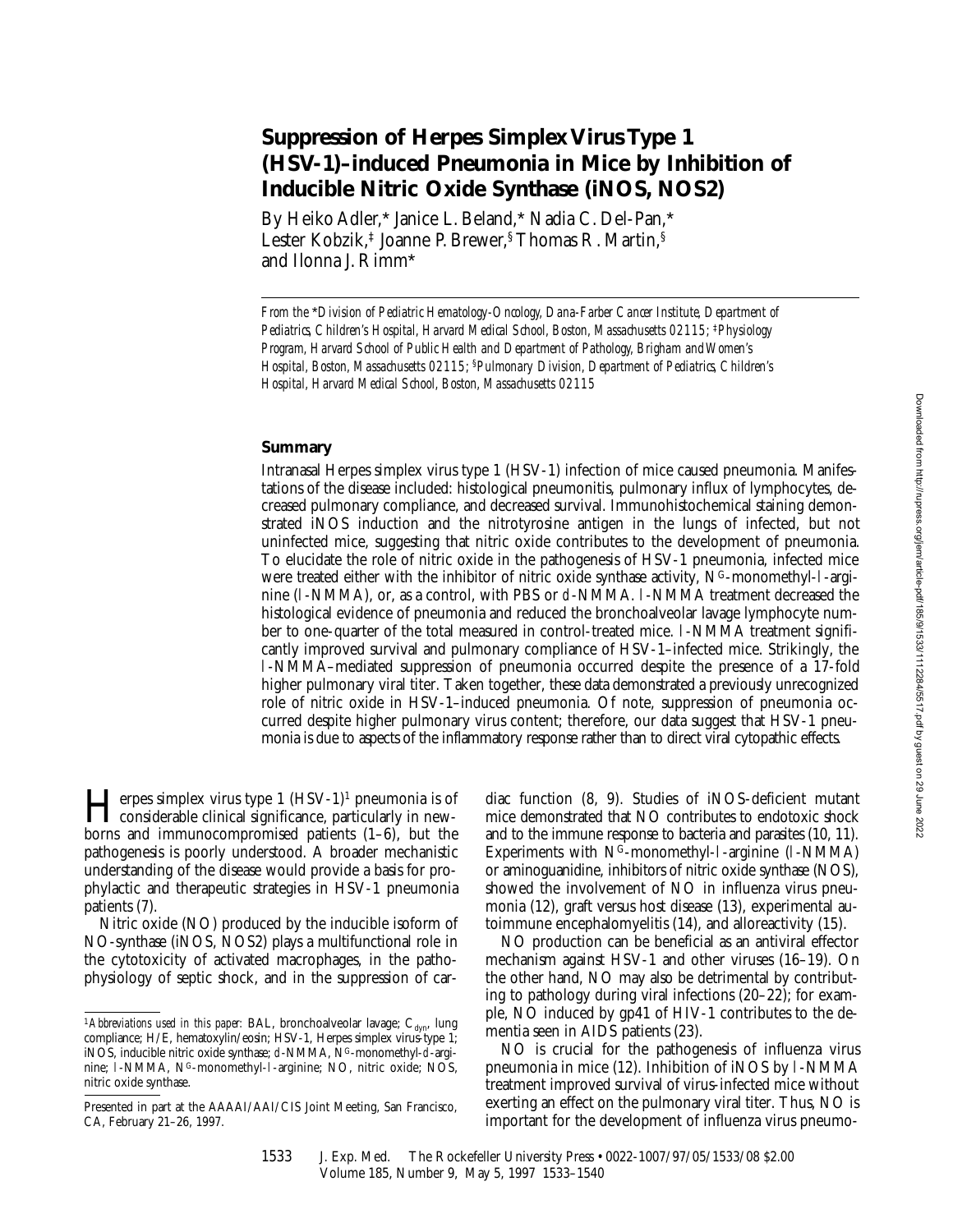# Suppression of Herpes Simplex Virus Type 1 (HSV-1)–induced Pneumonia in Mice by Inhibition of Inducible Nitric Oxide Synthase (iNOS, NOS2)

By Heiko Adler,* Janice L. Beland,* Nadia C. Del-Pan,* Lester Kobzik,‡ Joanne P. Brewer,§ Thomas R. Martin,§ and Ilonna J. Rimm*

*From the \*Division of Pediatric Hematology-Oncology, Dana-Farber Cancer Institute, Department of Pediatrics, Children's Hospital, Harvard Medical School, Boston, Massachusetts 02115; ‡Physiology Program, Harvard School of Public Health and Department of Pathology, Brigham and Women's Hospital, Boston, Massachusetts 02115; §Pulmonary Division, Department of Pediatrics, Children's Hospital, Harvard Medical School, Boston, Massachusetts 02115*

## Summary

Intranasal Herpes simplex virus type 1 (HSV-1) infection of mice caused pneumonia. Manifestations of the disease included: histological pneumonitis, pulmonary influx of lymphocytes, decreased pulmonary compliance, and decreased survival. Immunohistochemical staining demonstrated iNOS induction and the nitrotyrosine antigen in the lungs of infected, but not uninfected mice, suggesting that nitric oxide contributes to the development of pneumonia. To elucidate the role of nitric oxide in the pathogenesis of HSV-1 pneumonia, infected mice were treated either with the inhibitor of nitric oxide synthase activity, $N^G$-monomethyl-l-arginine (l-NMMA), or, as a control, with PBS or *d*-NMMA. l-NMMA treatment decreased the histological evidence of pneumonia and reduced the bronchoalveolar lavage lymphocyte number to one-quarter of the total measured in control-treated mice. l-NMMA treatment significantly improved survival and pulmonary compliance of HSV-1–infected mice. Strikingly, the l-NMMA–mediated suppression of pneumonia occurred despite the presence of a 17-fold higher pulmonary viral titer. Taken together, these data demonstrated a previously unrecognized role of nitric oxide in HSV-1–induced pneumonia. Of note, suppression of pneumonia occurred despite higher pulmonary virus content; therefore, our data suggest that HSV-1 pneumonia is due to aspects of the inflammatory response rather than to direct viral cytopathic effects.

Herpes simplex virus type 1 (HSV-1)[1] pneumonia is of considerable clinical significance, particularly in newborns and immunocompromised patients (1–6), but the pathogenesis is poorly understood. A broader mechanistic understanding of the disease would provide a basis for prophylactic and therapeutic strategies in HSV-1 pneumonia patients (7).

Nitric oxide (NO) produced by the inducible isoform of NO-synthase (iNOS, NOS2) plays a multifunctional role in the cytotoxicity of activated macrophages, in the pathophysiology of septic shock, and in the suppression of cardiac function (8, 9). Studies of iNOS-deficient mutant mice demonstrated that NO contributes to endotoxic shock and to the immune response to bacteria and parasites (10, 11). Experiments with $N^G$-monomethyl-l-arginine (l-NMMA) or aminoguanidine, inhibitors of nitric oxide synthase (NOS), showed the involvement of NO in influenza virus pneumonia (12), graft versus host disease (13), experimental autoimmune encephalomyelitis (14), and alloreactivity (15).

NO production can be beneficial as an antiviral effector mechanism against HSV-1 and other viruses (16–19). On the other hand, NO may also be detrimental by contributing to pathology during viral infections (20–22); for example, NO induced by gp41 of HIV-1 contributes to the dementia seen in AIDS patients (23).

NO is crucial for the pathogenesis of influenza virus pneumonia in mice (12). Inhibition of iNOS by l-NMMA treatment improved survival of virus-infected mice without exerting an effect on the pulmonary viral titer. Thus, NO is important for the development of influenza virus pneumo-

[1] *Abbreviations used in this paper:* BAL, bronchoalveolar lavage; $C_{dyn}$, lung compliance; H/E, hematoxylin/eosin; HSV-1, Herpes simplex virus-type 1; iNOS, inducible nitric oxide synthase; *d*-NMMA, $N^G$-monomethyl-*d*-arginine; l-NMMA, $N^G$-monomethyl-l-arginine; NO, nitric oxide; NOS, nitric oxide synthase.

Presented in part at the AAAAI/AAI/CIS Joint Meeting, San Francisco, CA, February 21–26, 1997.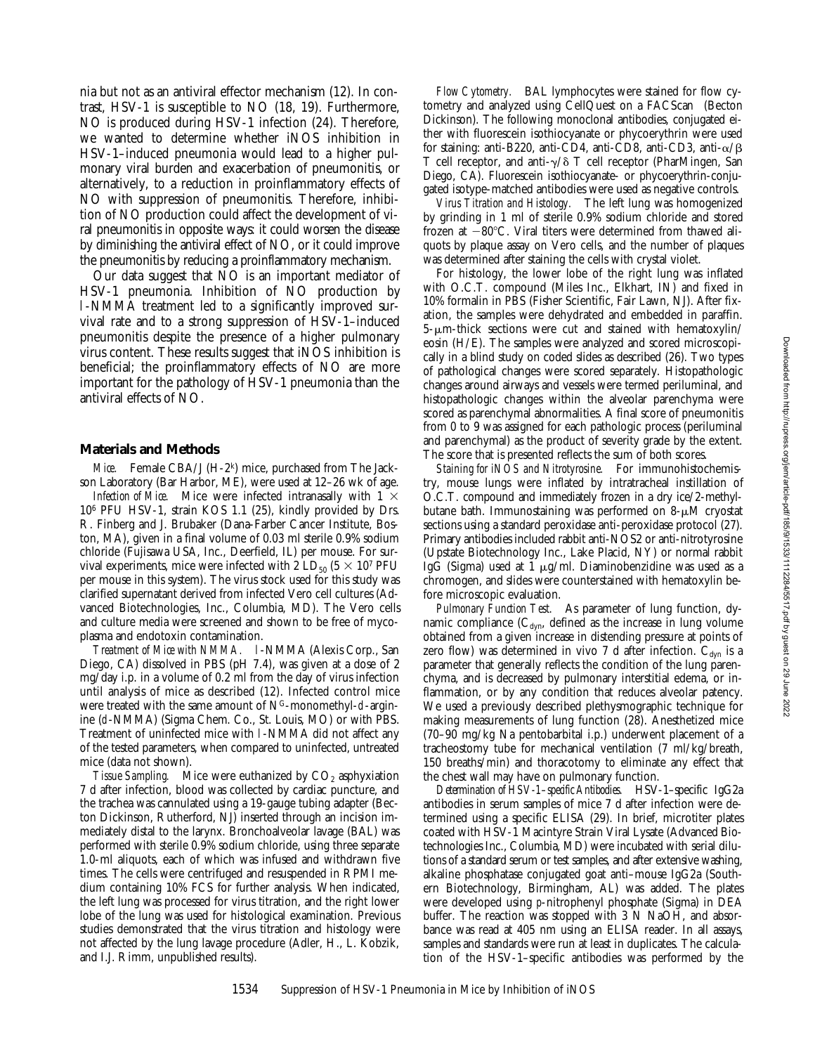nia but not as an antiviral effector mechanism (12). In contrast, HSV-1 is susceptible to NO (18, 19). Furthermore, NO is produced during HSV-1 infection (24). Therefore, we wanted to determine whether iNOS inhibition in HSV-1–induced pneumonia would lead to a higher pulmonary viral burden and exacerbation of pneumonitis, or alternatively, to a reduction in proinflammatory effects of NO with suppression of pneumonitis. Therefore, inhibition of NO production could affect the development of viral pneumonitis in opposite ways: it could worsen the disease by diminishing the antiviral effect of NO, or it could improve the pneumonitis by reducing a proinflammatory mechanism.

Our data suggest that NO is an important mediator of HSV-1 pneumonia. Inhibition of NO production by *l*-NMMA treatment led to a significantly improved survival rate and to a strong suppression of HSV-1–induced pneumonitis despite the presence of a higher pulmonary virus content. These results suggest that iNOS inhibition is beneficial; the proinflammatory effects of NO are more important for the pathology of HSV-1 pneumonia than the antiviral effects of NO.

## Materials and Methods

*Mice.* Female CBA/J (H-2[k]) mice, purchased from The Jackson Laboratory (Bar Harbor, ME), were used at 12–26 wk of age.

*Infection of Mice.* Mice were infected intranasally with $1 \times 10^6$ PFU HSV-1, strain KOS 1.1 (25), kindly provided by Drs. R. Finberg and J. Brubaker (Dana-Farber Cancer Institute, Boston, MA), given in a final volume of 0.03 ml sterile 0.9% sodium chloride (Fujisawa USA, Inc., Deerfield, IL) per mouse. For survival experiments, mice were infected with 2 $LD_{50}$ ($5 \times 10^7$ PFU per mouse in this system). The virus stock used for this study was clarified supernatant derived from infected Vero cell cultures (Advanced Biotechnologies, Inc., Columbia, MD). The Vero cells and culture media were screened and shown to be free of mycoplasma and endotoxin contamination.

*Treatment of Mice with NMMA.* *l*-NMMA (Alexis Corp., San Diego, CA) dissolved in PBS (pH 7.4), was given at a dose of 2 mg/day i.p. in a volume of 0.2 ml from the day of virus infection until analysis of mice as described (12). Infected control mice were treated with the same amount of $N^G$-monomethyl-*d*-arginine (*d*-NMMA) (Sigma Chem. Co., St. Louis, MO) or with PBS. Treatment of uninfected mice with *l*-NMMA did not affect any of the tested parameters, when compared to uninfected, untreated mice (data not shown).

*Tissue Sampling.* Mice were euthanized by $CO_2$ asphyxiation 7 d after infection, blood was collected by cardiac puncture, and the trachea was cannulated using a 19-gauge tubing adapter (Becton Dickinson, Rutherford, NJ) inserted through an incision immediately distal to the larynx. Bronchoalveolar lavage (BAL) was performed with sterile 0.9% sodium chloride, using three separate 1.0-ml aliquots, each of which was infused and withdrawn five times. The cells were centrifuged and resuspended in RPMI medium containing 10% FCS for further analysis. When indicated, the left lung was processed for virus titration, and the right lower lobe of the lung was used for histological examination. Previous studies demonstrated that the virus titration and histology were not affected by the lung lavage procedure (Adler, H., L. Kobzik, and I.J. Rimm, unpublished results).

*Flow Cytometry.* BAL lymphocytes were stained for flow cytometry and analyzed using CellQuest on a FACScan® (Becton Dickinson). The following monoclonal antibodies, conjugated either with fluorescein isothiocyanate or phycoerythrin were used for staining: anti-B220, anti-CD4, anti-CD8, anti-CD3, anti-$\alpha/\beta$ T cell receptor, and anti-$\gamma/\delta$ T cell receptor (PharMingen, San Diego, CA). Fluorescein isothiocyanate- or phycoerythrin-conjugated isotype-matched antibodies were used as negative controls.

*Virus Titration and Histology.* The left lung was homogenized by grinding in 1 ml of sterile 0.9% sodium chloride and stored frozen at −80°C. Viral titers were determined from thawed aliquots by plaque assay on Vero cells, and the number of plaques was determined after staining the cells with crystal violet.

For histology, the lower lobe of the right lung was inflated with O.C.T. compound (Miles Inc., Elkhart, IN) and fixed in 10% formalin in PBS (Fisher Scientific, Fair Lawn, NJ). After fixation, the samples were dehydrated and embedded in paraffin. 5-μm-thick sections were cut and stained with hematoxylin/eosin (H/E). The samples were analyzed and scored microscopically in a blind study on coded slides as described (26). Two types of pathological changes were scored separately. Histopathologic changes around airways and vessels were termed periluminal, and histopathologic changes within the alveolar parenchyma were scored as parenchymal abnormalities. A final score of pneumonitis from 0 to 9 was assigned for each pathologic process (periluminal and parenchymal) as the product of severity grade by the extent. The score that is presented reflects the sum of both scores.

*Staining for iNOS and Nitrotyrosine.* For immunohistochemistry, mouse lungs were inflated by intratracheal instillation of O.C.T. compound and immediately frozen in a dry ice/2-methylbutane bath. Immunostaining was performed on 8-μM cryostat sections using a standard peroxidase anti-peroxidase protocol (27). Primary antibodies included rabbit anti-NOS2 or anti-nitrotyrosine (Upstate Biotechnology Inc., Lake Placid, NY) or normal rabbit IgG (Sigma) used at 1 μg/ml. Diaminobenzidine was used as a chromogen, and slides were counterstained with hematoxylin before microscopic evaluation.

*Pulmonary Function Test.* As parameter of lung function, dynamic compliance ($C_{dyn}$, defined as the increase in lung volume obtained from a given increase in distending pressure at points of zero flow) was determined in vivo 7 d after infection. $C_{dyn}$ is a parameter that generally reflects the condition of the lung parenchyma, and is decreased by pulmonary interstitial edema, or inflammation, or by any condition that reduces alveolar patency. We used a previously described plethysmographic technique for making measurements of lung function (28). Anesthetized mice (70–90 mg/kg Na pentobarbital i.p.) underwent placement of a tracheostomy tube for mechanical ventilation (7 ml/kg/breath, 150 breaths/min) and thoracotomy to eliminate any effect that the chest wall may have on pulmonary function.

*Determination of HSV-1–specific Antibodies.* HSV-1–specific IgG2a antibodies in serum samples of mice 7 d after infection were determined using a specific ELISA (29). In brief, microtiter plates coated with HSV-1 Macintyre Strain Viral Lysate (Advanced Biotechnologies Inc., Columbia, MD) were incubated with serial dilutions of a standard serum or test samples, and after extensive washing, alkaline phosphatase conjugated goat anti–mouse IgG2a (Southern Biotechnology, Birmingham, AL) was added. The plates were developed using p-nitrophenyl phosphate (Sigma) in DEA buffer. The reaction was stopped with 3 N NaOH, and absorbance was read at 405 nm using an ELISA reader. In all assays, samples and standards were run at least in duplicates. The calculation of the HSV-1–specific antibodies was performed by the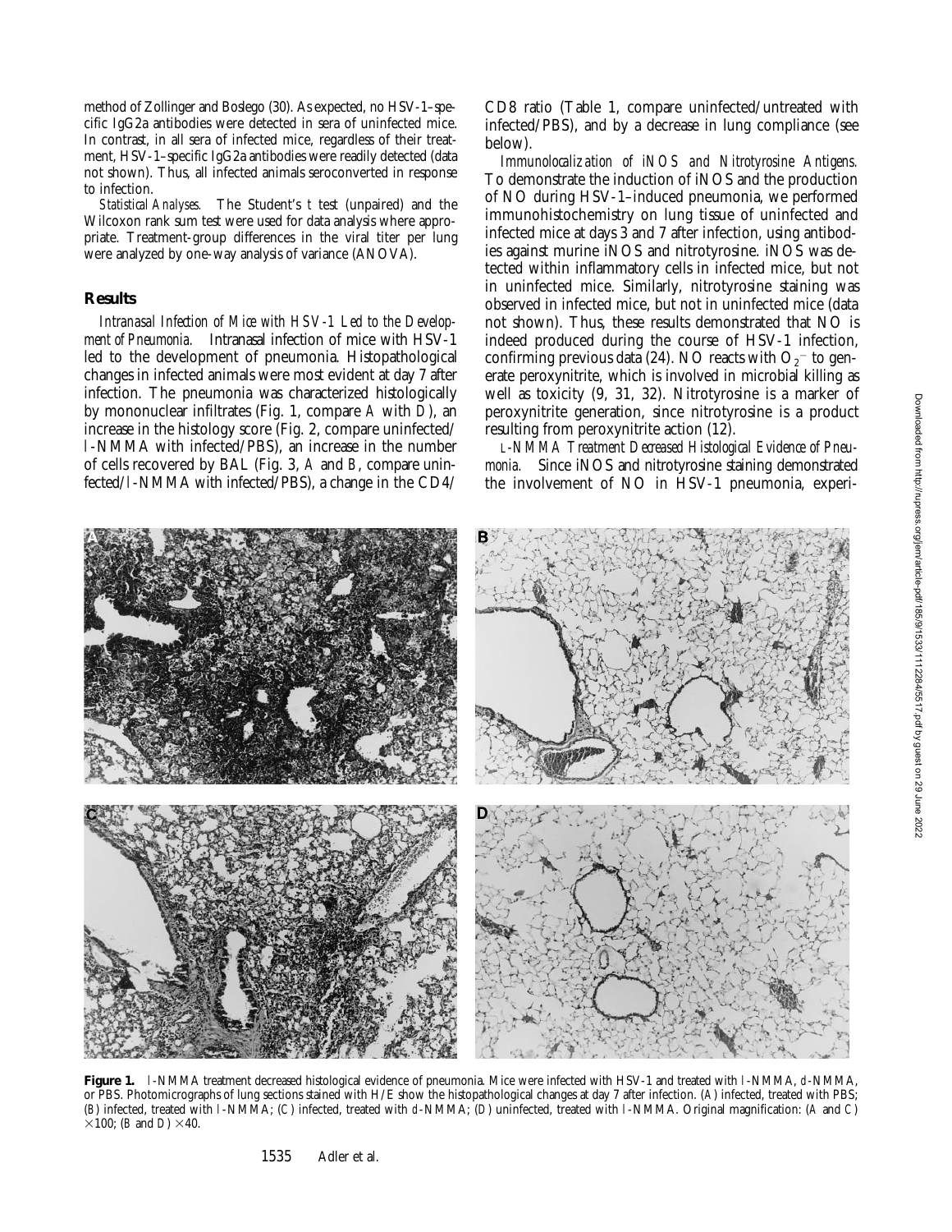method of Zollinger and Boslego (30). As expected, no HSV-1–specific IgG2a antibodies were detected in sera of uninfected mice. In contrast, in all sera of infected mice, regardless of their treatment, HSV-1–specific IgG2a antibodies were readily detected (data not shown). Thus, all infected animals seroconverted in response to infection.

*Statistical Analyses.* The Student's *t* test (unpaired) and the Wilcoxon rank sum test were used for data analysis where appropriate. Treatment-group differences in the viral titer per lung were analyzed by one-way analysis of variance (ANOVA).

## Results

*Intranasal Infection of Mice with HSV-1 Led to the Development of Pneumonia.* Intranasal infection of mice with HSV-1 led to the development of pneumonia. Histopathological changes in infected animals were most evident at day 7 after infection. The pneumonia was characterized histologically by mononuclear infiltrates (Fig. 1, compare *A* with *D*), an increase in the histology score (Fig. 2, compare uninfected/*l*-NMMA with infected/PBS), an increase in the number of cells recovered by BAL (Fig. 3, *A* and *B*, compare uninfected/*l*-NMMA with infected/PBS), a change in the CD4/CD8 ratio (Table 1, compare uninfected/untreated with infected/PBS), and by a decrease in lung compliance (see below).

*Immunolocalization of iNOS and Nitrotyrosine Antigens.* To demonstrate the induction of iNOS and the production of NO during HSV-1–induced pneumonia, we performed immunohistochemistry on lung tissue of uninfected and infected mice at days 3 and 7 after infection, using antibodies against murine iNOS and nitrotyrosine. iNOS was detected within inflammatory cells in infected mice, but not in uninfected mice. Similarly, nitrotyrosine staining was observed in infected mice, but not in uninfected mice (data not shown). Thus, these results demonstrated that NO is indeed produced during the course of HSV-1 infection, confirming previous data (24). NO reacts with $O_2^-$ to generate peroxynitrite, which is involved in microbial killing as well as toxicity (9, 31, 32). Nitrotyrosine is a marker of peroxynitrite generation, since nitrotyrosine is a product resulting from peroxynitrite action (12).

*L-NMMA Treatment Decreased Histological Evidence of Pneumonia.* Since iNOS and nitrotyrosine staining demonstrated the involvement of NO in HSV-1 pneumonia, experi-

**Figure 1.** *l*-NMMA treatment decreased histological evidence of pneumonia. Mice were infected with HSV-1 and treated with *l*-NMMA, *d*-NMMA, or PBS. Photomicrographs of lung sections stained with H/E show the histopathological changes at day 7 after infection. (*A*) infected, treated with PBS; (*B*) infected, treated with *l*-NMMA; (*C*) infected, treated with *d*-NMMA; (*D*) uninfected, treated with *l*-NMMA. Original magnification: (*A* and *C*) ×100; (*B* and *D*) ×40.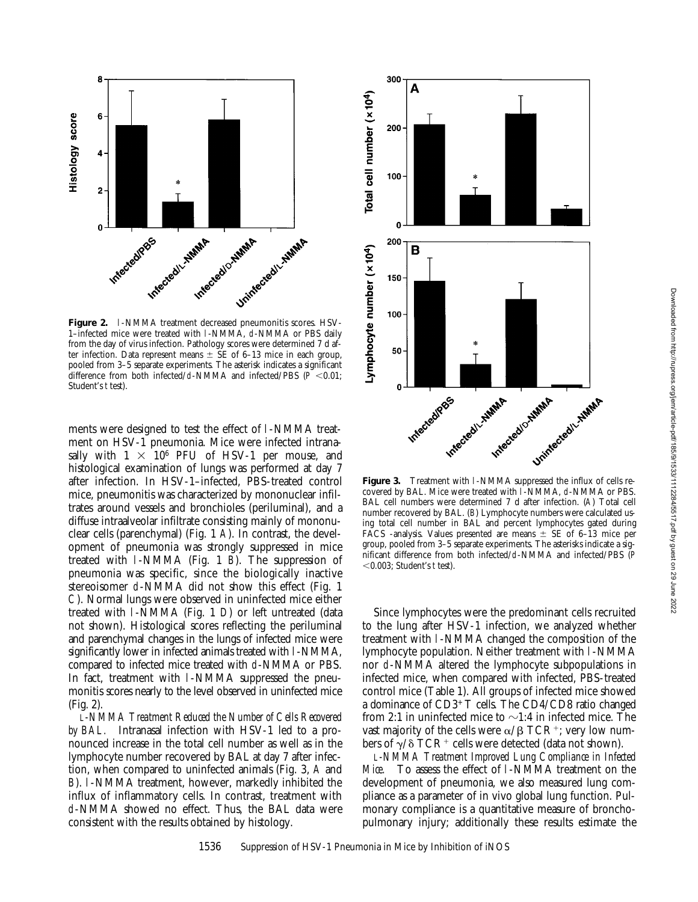**Figure 2.** l-NMMA treatment decreased pneumonitis scores. HSV-1–infected mice were treated with l-NMMA, d-NMMA or PBS daily from the day of virus infection. Pathology scores were determined 7 d after infection. Data represent means ± SE of 6–13 mice in each group, pooled from 3–5 separate experiments. The asterisk indicates a significant difference from both infected/d-NMMA and infected/PBS ($P < 0.01$; Student's *t* test).

ments were designed to test the effect of l-NMMA treatment on HSV-1 pneumonia. Mice were infected intranasally with $1 \times 10^6$ PFU of HSV-1 per mouse, and histological examination of lungs was performed at day 7 after infection. In HSV-1–infected, PBS-treated control mice, pneumonitis was characterized by mononuclear infiltrates around vessels and bronchioles (periluminal), and a diffuse intraalveolar infiltrate consisting mainly of mononuclear cells (parenchymal) (Fig. 1 *A*). In contrast, the development of pneumonia was strongly suppressed in mice treated with l-NMMA (Fig. 1 *B*). The suppression of pneumonia was specific, since the biologically inactive stereoisomer d-NMMA did not show this effect (Fig. 1 *C*). Normal lungs were observed in uninfected mice either treated with l-NMMA (Fig. 1 *D*) or left untreated (data not shown). Histological scores reflecting the periluminal and parenchymal changes in the lungs of infected mice were significantly lower in infected animals treated with l-NMMA, compared to infected mice treated with d-NMMA or PBS. In fact, treatment with l-NMMA suppressed the pneumonitis scores nearly to the level observed in uninfected mice (Fig. 2).

*L-NMMA Treatment Reduced the Number of Cells Recovered by BAL.* Intranasal infection with HSV-1 led to a pronounced increase in the total cell number as well as in the lymphocyte number recovered by BAL at day 7 after infection, when compared to uninfected animals (Fig. 3, *A* and *B*). l-NMMA treatment, however, markedly inhibited the influx of inflammatory cells. In contrast, treatment with d-NMMA showed no effect. Thus, the BAL data were consistent with the results obtained by histology.

**Figure 3.** Treatment with l-NMMA suppressed the influx of cells recovered by BAL. Mice were treated with l-NMMA, d-NMMA or PBS. BAL cell numbers were determined 7 d after infection. (*A*) Total cell number recovered by BAL. (*B*) Lymphocyte numbers were calculated using total cell number in BAL and percent lymphocytes gated during FACS -analysis. Values presented are means ± SE of 6–13 mice per group, pooled from 3–5 separate experiments. The asterisks indicate a significant difference from both infected/d-NMMA and infected/PBS ($P < 0.003$; Student's *t* test).

Since lymphocytes were the predominant cells recruited to the lung after HSV-1 infection, we analyzed whether treatment with l-NMMA changed the composition of the lymphocyte population. Neither treatment with l-NMMA nor d-NMMA altered the lymphocyte subpopulations in infected mice, when compared with infected, PBS-treated control mice (Table 1). All groups of infected mice showed a dominance of $CD3^+$ T cells. The CD4/CD8 ratio changed from 2:1 in uninfected mice to ~1:4 in infected mice. The vast majority of the cells were $\alpha/\beta$ $TCR^+$; very low numbers of $\gamma/\delta$ $TCR^+$ cells were detected (data not shown).

*L-NMMA Treatment Improved Lung Compliance in Infected Mice.* To assess the effect of l-NMMA treatment on the development of pneumonia, we also measured lung compliance as a parameter of in vivo global lung function. Pulmonary compliance is a quantitative measure of bronchopulmonary injury; additionally these results estimate the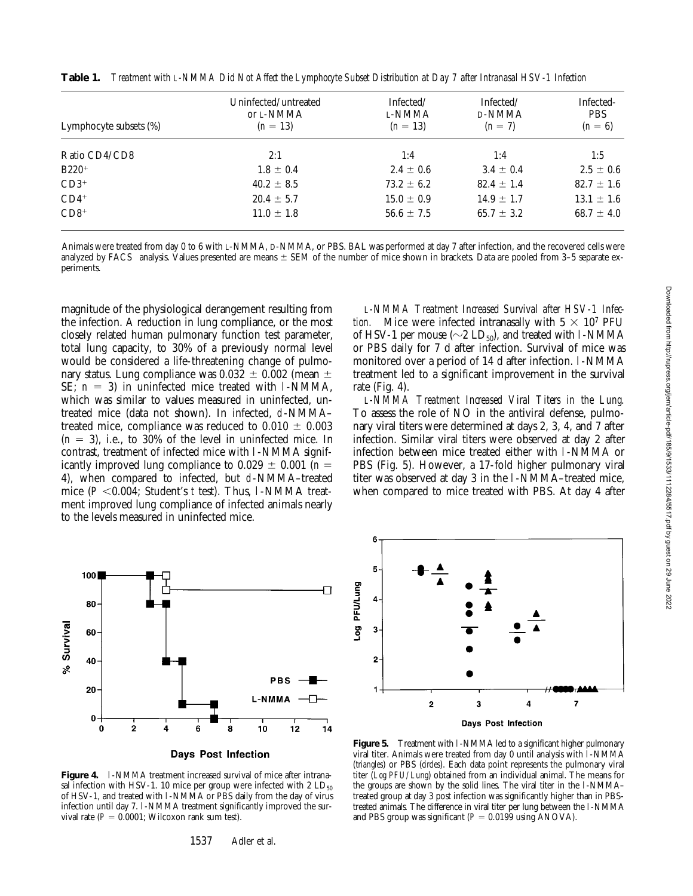**Table 1.** *Treatment with L-NMMA Did Not Affect the Lymphocyte Subset Distribution at Day 7 after Intranasal HSV-1 Infection*

| Lymphocyte subsets (%) | Uninfected/untreated or L-NMMA ($n = 13$) | Infected/ L-NMMA ($n = 13$) | Infected/ D-NMMA ($n = 7$) | Infected- PBS ($n = 6$) |
|---|---|---|---|---|
| Ratio CD4/CD8 | 2:1 | 1:4 | 1:4 | 1:5 |
| $B220^+$ | 1.8 ± 0.4 | 2.4 ± 0.6 | 3.4 ± 0.4 | 2.5 ± 0.6 |
| $CD3^+$ | 40.2 ± 8.5 | 73.2 ± 6.2 | 82.4 ± 1.4 | 82.7 ± 1.6 |
| $CD4^+$ | 20.4 ± 5.7 | 15.0 ± 0.9 | 14.9 ± 1.7 | 13.1 ± 1.6 |
| $CD8^+$ | 11.0 ± 1.8 | 56.6 ± 7.5 | 65.7 ± 3.2 | 68.7 ± 4.0 |

Animals were treated from day 0 to 6 with L-NMMA, D-NMMA, or PBS. BAL was performed at day 7 after infection, and the recovered cells were analyzed by FACS® analysis. Values presented are means ± SEM of the number of mice shown in brackets. Data are pooled from 3–5 separate experiments.

magnitude of the physiological derangement resulting from the infection. A reduction in lung compliance, or the most closely related human pulmonary function test parameter, total lung capacity, to 30% of a previously normal level would be considered a life-threatening change of pulmonary status. Lung compliance was 0.032 ± 0.002 (mean ± SE; $n = 3$) in uninfected mice treated with l-NMMA, which was similar to values measured in uninfected, untreated mice (data not shown). In infected, d-NMMA–treated mice, compliance was reduced to 0.010 ± 0.003 ($n = 3$), i.e., to 30% of the level in uninfected mice. In contrast, treatment of infected mice with l-NMMA significantly improved lung compliance to 0.029 ± 0.001 ($n = 4$), when compared to infected, but d-NMMA–treated mice ($P < 0.004$; Student's *t* test). Thus, l-NMMA treatment improved lung compliance of infected animals nearly to the levels measured in uninfected mice.

*L-NMMA Treatment Increased Survival after HSV-1 Infection.* Mice were infected intranasally with $5 \times 10^7$ PFU of HSV-1 per mouse (~2 $LD_{50}$), and treated with l-NMMA or PBS daily for 7 d after infection. Survival of mice was monitored over a period of 14 d after infection. l-NMMA treatment led to a significant improvement in the survival rate (Fig. 4).

*L-NMMA Treatment Increased Viral Titers in the Lung.* To assess the role of NO in the antiviral defense, pulmonary viral titers were determined at days 2, 3, 4, and 7 after infection. Similar viral titers were observed at day 2 after infection between mice treated either with l-NMMA or PBS (Fig. 5). However, a 17-fold higher pulmonary viral titer was observed at day 3 in the l-NMMA–treated mice, when compared to mice treated with PBS. At day 4 after

**Figure 4.** l-NMMA treatment increased survival of mice after intranasal infection with HSV-1. 10 mice per group were infected with 2 $LD_{50}$ of HSV-1, and treated with l-NMMA or PBS daily from the day of virus infection until day 7. l-NMMA treatment significantly improved the survival rate ($P = 0.0001$; Wilcoxon rank sum test).

**Figure 5.** Treatment with l-NMMA led to a significant higher pulmonary viral titer. Animals were treated from day 0 until analysis with l-NMMA (*triangles*) or PBS (*circles*). Each data point represents the pulmonary viral titer (*Log PFU/Lung*) obtained from an individual animal. The means for the groups are shown by the solid lines. The viral titer in the l-NMMA–treated group at day 3 post infection was significantly higher than in PBS-treated animals. The difference in viral titer per lung between the l-NMMA and PBS group was significant ($P = 0.0199$ using ANOVA).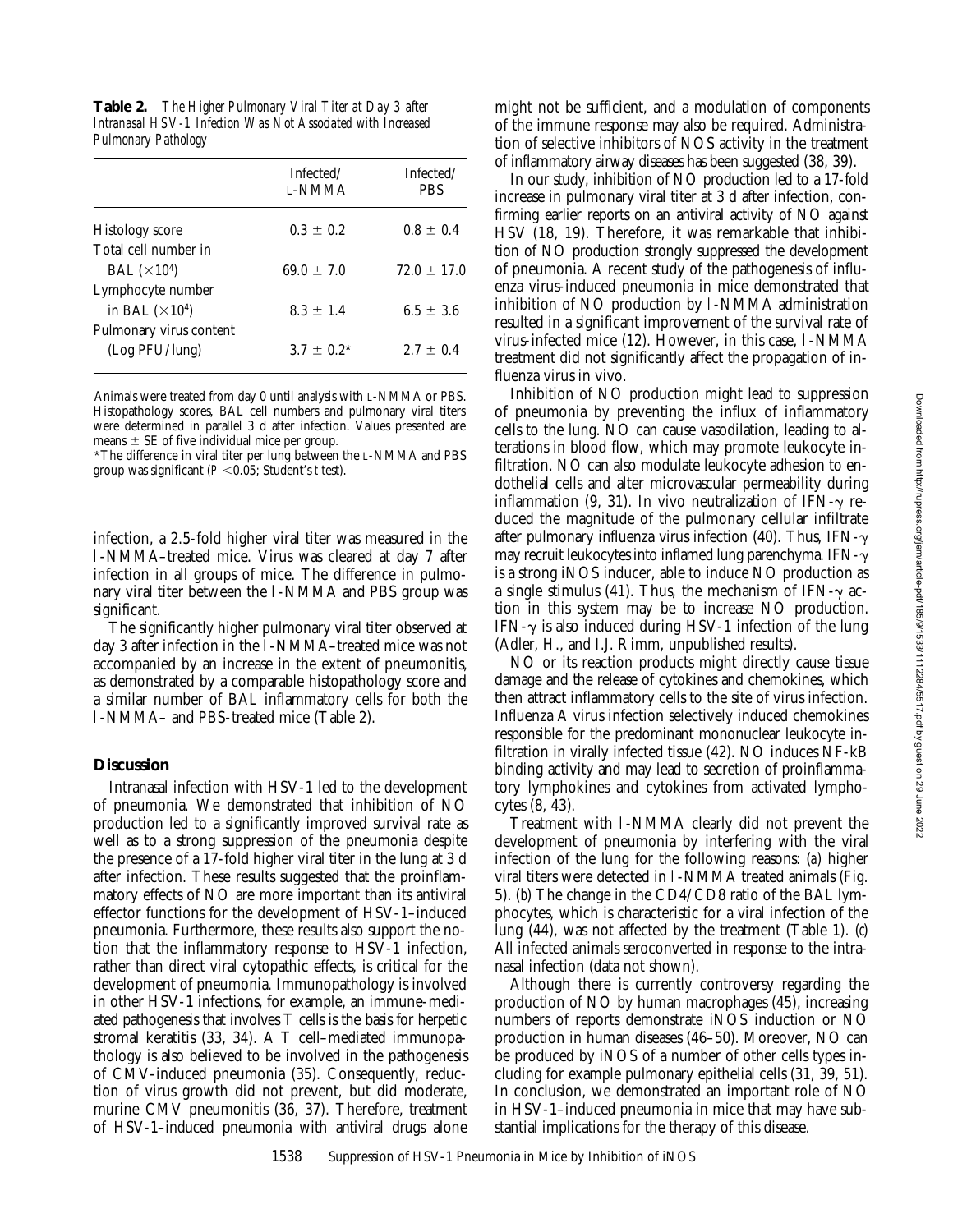**Table 2.** *The Higher Pulmonary Viral Titer at Day 3 after Intranasal HSV-1 Infection Was Not Associated with Increased Pulmonary Pathology*

| | Infected/ L-NMMA | Infected/ PBS |
|---|---|---|
| Histology score | 0.3 ± 0.2 | 0.8 ± 0.4 |
| Total cell number in BAL ($\times 10^4$) | 69.0 ± 7.0 | 72.0 ± 17.0 |
| Lymphocyte number in BAL ($\times 10^4$) | 8.3 ± 1.4 | 6.5 ± 3.6 |
| Pulmonary virus content (Log PFU/lung) | 3.7 ± 0.2* | 2.7 ± 0.4 |

Animals were treated from day 0 until analysis with L-NMMA or PBS. Histopathology scores, BAL cell numbers and pulmonary viral titers were determined in parallel 3 d after infection. Values presented are means ± SE of five individual mice per group.

*The difference in viral titer per lung between the L-NMMA and PBS group was significant ($P < 0.05$; Student's *t* test).

infection, a 2.5-fold higher viral titer was measured in the l-NMMA–treated mice. Virus was cleared at day 7 after infection in all groups of mice. The difference in pulmonary viral titer between the l-NMMA and PBS group was significant.

The significantly higher pulmonary viral titer observed at day 3 after infection in the l-NMMA–treated mice was not accompanied by an increase in the extent of pneumonitis, as demonstrated by a comparable histopathology score and a similar number of BAL inflammatory cells for both the l-NMMA– and PBS-treated mice (Table 2).

## Discussion

Intranasal infection with HSV-1 led to the development of pneumonia. We demonstrated that inhibition of NO production led to a significantly improved survival rate as well as to a strong suppression of the pneumonia despite the presence of a 17-fold higher viral titer in the lung at 3 d after infection. These results suggested that the proinflammatory effects of NO are more important than its antiviral effector functions for the development of HSV-1–induced pneumonia. Furthermore, these results also support the notion that the inflammatory response to HSV-1 infection, rather than direct viral cytopathic effects, is critical for the development of pneumonia. Immunopathology is involved in other HSV-1 infections, for example, an immune-mediated pathogenesis that involves T cells is the basis for herpetic stromal keratitis (33, 34). A T cell–mediated immunopathology is also believed to be involved in the pathogenesis of CMV-induced pneumonia (35). Consequently, reduction of virus growth did not prevent, but did moderate, murine CMV pneumonitis (36, 37). Therefore, treatment of HSV-1–induced pneumonia with antiviral drugs alone might not be sufficient, and a modulation of components of the immune response may also be required. Administration of selective inhibitors of NOS activity in the treatment of inflammatory airway diseases has been suggested (38, 39).

In our study, inhibition of NO production led to a 17-fold increase in pulmonary viral titer at 3 d after infection, confirming earlier reports on an antiviral activity of NO against HSV (18, 19). Therefore, it was remarkable that inhibition of NO production strongly suppressed the development of pneumonia. A recent study of the pathogenesis of influenza virus-induced pneumonia in mice demonstrated that inhibition of NO production by l-NMMA administration resulted in a significant improvement of the survival rate of virus-infected mice (12). However, in this case, l-NMMA treatment did not significantly affect the propagation of influenza virus in vivo.

Inhibition of NO production might lead to suppression of pneumonia by preventing the influx of inflammatory cells to the lung. NO can cause vasodilation, leading to alterations in blood flow, which may promote leukocyte infiltration. NO can also modulate leukocyte adhesion to endothelial cells and alter microvascular permeability during inflammation (9, 31). In vivo neutralization of IFN-γ reduced the magnitude of the pulmonary cellular infiltrate after pulmonary influenza virus infection (40). Thus, IFN-γ may recruit leukocytes into inflamed lung parenchyma. IFN-γ is a strong iNOS inducer, able to induce NO production as a single stimulus (41). Thus, the mechanism of IFN-γ action in this system may be to increase NO production. IFN-γ is also induced during HSV-1 infection of the lung (Adler, H., and I.J. Rimm, unpublished results).

NO or its reaction products might directly cause tissue damage and the release of cytokines and chemokines, which then attract inflammatory cells to the site of virus infection. Influenza A virus infection selectively induced chemokines responsible for the predominant mononuclear leukocyte infiltration in virally infected tissue (42). NO induces NF-kB binding activity and may lead to secretion of proinflammatory lymphokines and cytokines from activated lymphocytes (8, 43).

Treatment with l-NMMA clearly did not prevent the development of pneumonia by interfering with the viral infection of the lung for the following reasons: (*a*) higher viral titers were detected in l-NMMA treated animals (Fig. 5). (*b*) The change in the CD4/CD8 ratio of the BAL lymphocytes, which is characteristic for a viral infection of the lung (44), was not affected by the treatment (Table 1). (*c*) All infected animals seroconverted in response to the intranasal infection (data not shown).

Although there is currently controversy regarding the production of NO by human macrophages (45), increasing numbers of reports demonstrate iNOS induction or NO production in human diseases (46–50). Moreover, NO can be produced by iNOS of a number of other cells types including for example pulmonary epithelial cells (31, 39, 51). In conclusion, we demonstrated an important role of NO in HSV-1–induced pneumonia in mice that may have substantial implications for the therapy of this disease.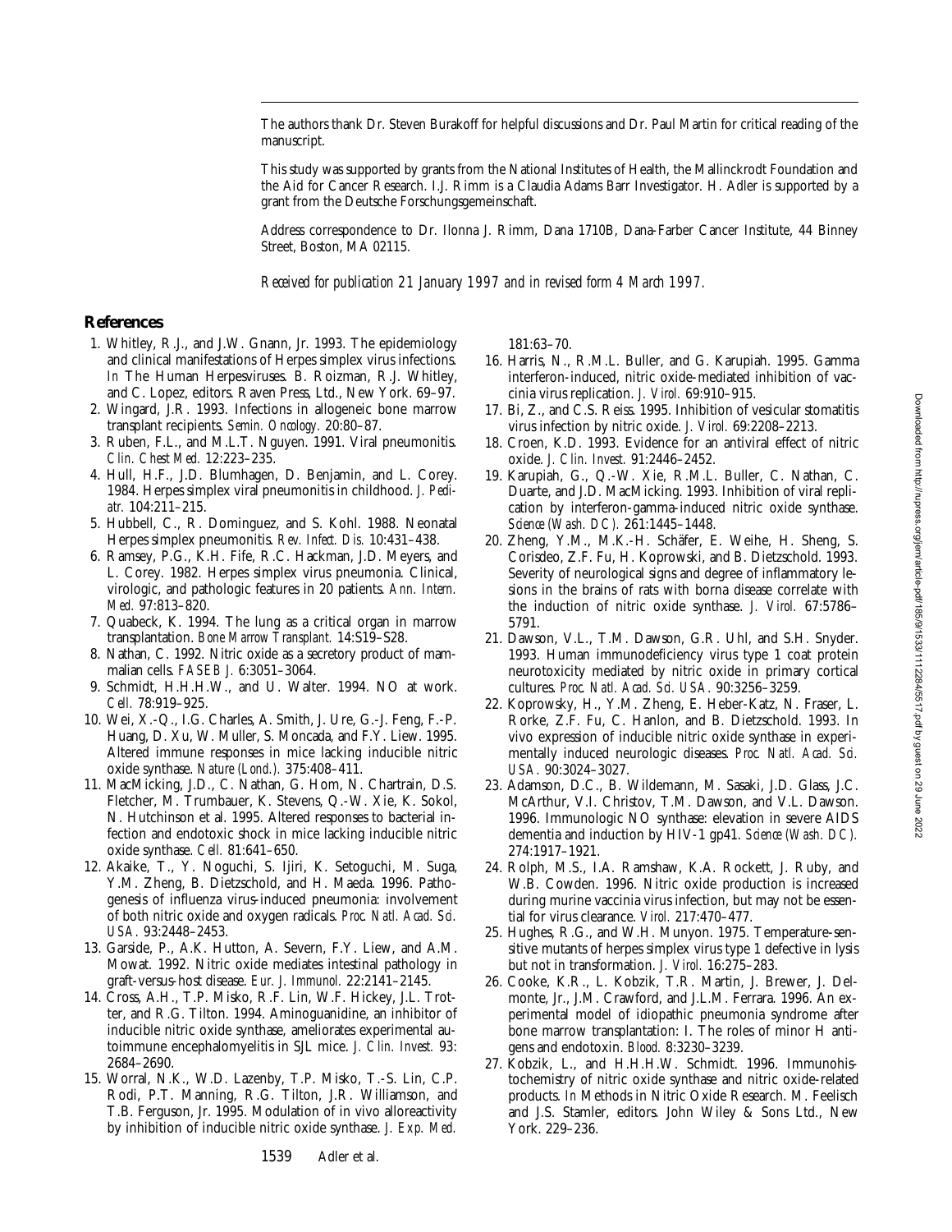The authors thank Dr. Steven Burakoff for helpful discussions and Dr. Paul Martin for critical reading of the manuscript.

This study was supported by grants from the National Institutes of Health, the Mallinckrodt Foundation and the Aid for Cancer Research. I.J. Rimm is a Claudia Adams Barr Investigator. H. Adler is supported by a grant from the Deutsche Forschungsgemeinschaft.

Address correspondence to Dr. Ilonna J. Rimm, Dana 1710B, Dana-Farber Cancer Institute, 44 Binney Street, Boston, MA 02115.

*Received for publication 21 January 1997 and in revised form 4 March 1997.*

## References

1. Whitley, R.J., and J.W. Gnann, Jr. 1993. The epidemiology and clinical manifestations of Herpes simplex virus infections. *In* The Human Herpesviruses. B. Roizman, R.J. Whitley, and C. Lopez, editors. Raven Press, Ltd., New York. 69–97.
2. Wingard, J.R. 1993. Infections in allogeneic bone marrow transplant recipients. *Semin. Oncology.* 20:80–87.
3. Ruben, F.L., and M.L.T. Nguyen. 1991. Viral pneumonitis. *Clin. Chest Med.* 12:223–235.
4. Hull, H.F., J.D. Blumhagen, D. Benjamin, and L. Corey. 1984. Herpes simplex viral pneumonitis in childhood. *J. Pediatr.* 104:211–215.
5. Hubbell, C., R. Dominguez, and S. Kohl. 1988. Neonatal Herpes simplex pneumonitis. *Rev. Infect. Dis.* 10:431–438.
6. Ramsey, P.G., K.H. Fife, R.C. Hackman, J.D. Meyers, and L. Corey. 1982. Herpes simplex virus pneumonia. Clinical, virologic, and pathologic features in 20 patients. *Ann. Intern. Med.* 97:813–820.
7. Quabeck, K. 1994. The lung as a critical organ in marrow transplantation. *Bone Marrow Transplant.* 14:S19–S28.
8. Nathan, C. 1992. Nitric oxide as a secretory product of mammalian cells. *FASEB J.* 6:3051–3064.
9. Schmidt, H.H.H.W., and U. Walter. 1994. NO at work. *Cell.* 78:919–925.
10. Wei, X.-Q., I.G. Charles, A. Smith, J. Ure, G.-J. Feng, F.-P. Huang, D. Xu, W. Muller, S. Moncada, and F.Y. Liew. 1995. Altered immune responses in mice lacking inducible nitric oxide synthase. *Nature (Lond.).* 375:408–411.
11. MacMicking, J.D., C. Nathan, G. Hom, N. Chartrain, D.S. Fletcher, M. Trumbauer, K. Stevens, Q.-W. Xie, K. Sokol, N. Hutchinson et al. 1995. Altered responses to bacterial infection and endotoxic shock in mice lacking inducible nitric oxide synthase. *Cell.* 81:641–650.
12. Akaike, T., Y. Noguchi, S. Ijiri, K. Setoguchi, M. Suga, Y.M. Zheng, B. Dietzschold, and H. Maeda. 1996. Pathogenesis of influenza virus-induced pneumonia: involvement of both nitric oxide and oxygen radicals. *Proc. Natl. Acad. Sci. USA.* 93:2448–2453.
13. Garside, P., A.K. Hutton, A. Severn, F.Y. Liew, and A.M. Mowat. 1992. Nitric oxide mediates intestinal pathology in graft-versus-host disease. *Eur. J. Immunol.* 22:2141–2145.
14. Cross, A.H., T.P. Misko, R.F. Lin, W.F. Hickey, J.L. Trotter, and R.G. Tilton. 1994. Aminoguanidine, an inhibitor of inducible nitric oxide synthase, ameliorates experimental autoimmune encephalomyelitis in SJL mice. *J. Clin. Invest.* 93:2684–2690.
15. Worral, N.K., W.D. Lazenby, T.P. Misko, T.-S. Lin, C.P. Rodi, P.T. Manning, R.G. Tilton, J.R. Williamson, and T.B. Ferguson, Jr. 1995. Modulation of in vivo alloreactivity by inhibition of inducible nitric oxide synthase. *J. Exp. Med.* 181:63–70.
16. Harris, N., R.M.L. Buller, and G. Karupiah. 1995. Gamma interferon-induced, nitric oxide-mediated inhibition of vaccinia virus replication. *J. Virol.* 69:910–915.
17. Bi, Z., and C.S. Reiss. 1995. Inhibition of vesicular stomatitis virus infection by nitric oxide. *J. Virol.* 69:2208–2213.
18. Croen, K.D. 1993. Evidence for an antiviral effect of nitric oxide. *J. Clin. Invest.* 91:2446–2452.
19. Karupiah, G., Q.-W. Xie, R.M.L. Buller, C. Nathan, C. Duarte, and J.D. MacMicking. 1993. Inhibition of viral replication by interferon-gamma-induced nitric oxide synthase. *Science (Wash. DC).* 261:1445–1448.
20. Zheng, Y.M., M.K.-H. Schäfer, E. Weihe, H. Sheng, S. Corisdeo, Z.F. Fu, H. Koprowski, and B. Dietzschold. 1993. Severity of neurological signs and degree of inflammatory lesions in the brains of rats with borna disease correlate with the induction of nitric oxide synthase. *J. Virol.* 67:5786–5791.
21. Dawson, V.L., T.M. Dawson, G.R. Uhl, and S.H. Snyder. 1993. Human immunodeficiency virus type 1 coat protein neurotoxicity mediated by nitric oxide in primary cortical cultures. *Proc. Natl. Acad. Sci. USA.* 90:3256–3259.
22. Koprowsky, H., Y.M. Zheng, E. Heber-Katz, N. Fraser, L. Rorke, Z.F. Fu, C. Hanlon, and B. Dietzschold. 1993. In vivo expression of inducible nitric oxide synthase in experimentally induced neurologic diseases. *Proc. Natl. Acad. Sci. USA.* 90:3024–3027.
23. Adamson, D.C., B. Wildemann, M. Sasaki, J.D. Glass, J.C. McArthur, V.I. Christov, T.M. Dawson, and V.L. Dawson. 1996. Immunologic NO synthase: elevation in severe AIDS dementia and induction by HIV-1 gp41. *Science (Wash. DC).* 274:1917–1921.
24. Rolph, M.S., I.A. Ramshaw, K.A. Rockett, J. Ruby, and W.B. Cowden. 1996. Nitric oxide production is increased during murine vaccinia virus infection, but may not be essential for virus clearance. *Virol.* 217:470–477.
25. Hughes, R.G., and W.H. Munyon. 1975. Temperature-sensitive mutants of herpes simplex virus type 1 defective in lysis but not in transformation. *J. Virol.* 16:275–283.
26. Cooke, K.R., L. Kobzik, T.R. Martin, J. Brewer, J. Delmonte, Jr., J.M. Crawford, and J.L.M. Ferrara. 1996. An experimental model of idiopathic pneumonia syndrome after bone marrow transplantation: I. The roles of minor H antigens and endotoxin. *Blood.* 8:3230–3239.
27. Kobzik, L., and H.H.H.W. Schmidt. 1996. Immunohistochemistry of nitric oxide synthase and nitric oxide-related products. *In* Methods in Nitric Oxide Research. M. Feelisch and J.S. Stamler, editors. John Wiley & Sons Ltd., New York. 229–236.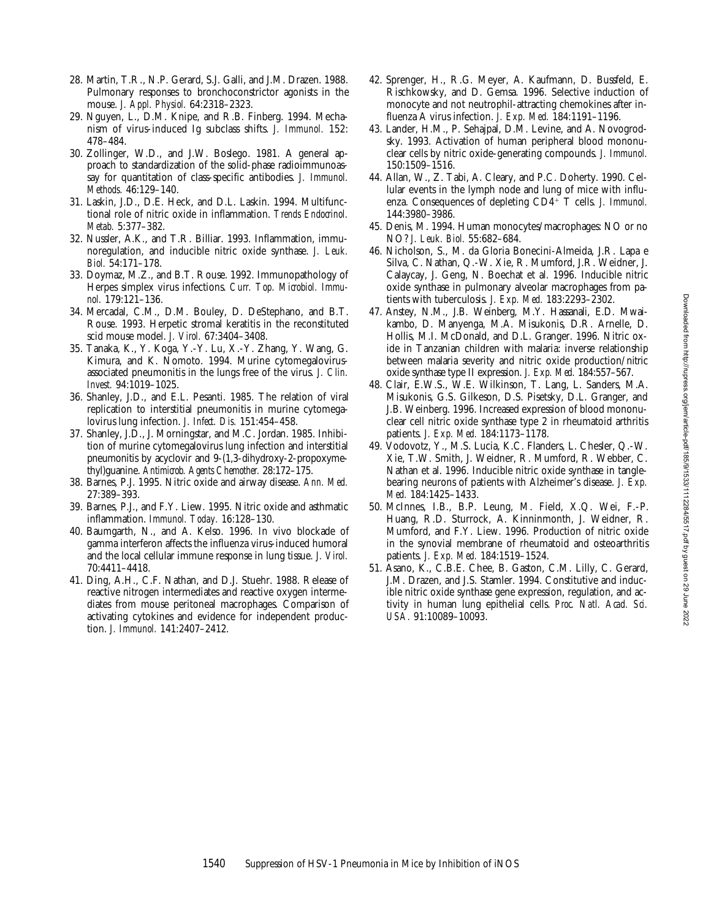28. Martin, T.R., N.P. Gerard, S.J. Galli, and J.M. Drazen. 1988. Pulmonary responses to bronchoconstrictor agonists in the mouse. *J. Appl. Physiol.* 64:2318–2323.
29. Nguyen, L., D.M. Knipe, and R.B. Finberg. 1994. Mechanism of virus-induced Ig subclass shifts. *J. Immunol.* 152: 478–484.
30. Zollinger, W.D., and J.W. Boslego. 1981. A general approach to standardization of the solid-phase radioimmunoassay for quantitation of class-specific antibodies. *J. Immunol. Methods.* 46:129–140.
31. Laskin, J.D., D.E. Heck, and D.L. Laskin. 1994. Multifunctional role of nitric oxide in inflammation. *Trends Endocrinol. Metab.* 5:377–382.
32. Nussler, A.K., and T.R. Billiar. 1993. Inflammation, immunoregulation, and inducible nitric oxide synthase. *J. Leuk. Biol.* 54:171–178.
33. Doymaz, M.Z., and B.T. Rouse. 1992. Immunopathology of Herpes simplex virus infections. *Curr. Top. Microbiol. Immunol.* 179:121–136.
34. Mercadal, C.M., D.M. Bouley, D. DeStephano, and B.T. Rouse. 1993. Herpetic stromal keratitis in the reconstituted scid mouse model. *J. Virol.* 67:3404–3408.
35. Tanaka, K., Y. Koga, Y.-Y. Lu, X.-Y. Zhang, Y. Wang, G. Kimura, and K. Nomoto. 1994. Murine cytomegalovirus-associated pneumonitis in the lungs free of the virus. *J. Clin. Invest.* 94:1019–1025.
36. Shanley, J.D., and E.L. Pesanti. 1985. The relation of viral replication to interstitial pneumonitis in murine cytomegalovirus lung infection. *J. Infect. Dis.* 151:454–458.
37. Shanley, J.D., J. Morningstar, and M.C. Jordan. 1985. Inhibition of murine cytomegalovirus lung infection and interstitial pneumonitis by acyclovir and 9-(1,3-dihydroxy-2-propoxymethyl)guanine. *Antimicrob. Agents Chemother.* 28:172–175.
38. Barnes, P.J. 1995. Nitric oxide and airway disease. *Ann. Med.* 27:389–393.
39. Barnes, P.J., and F.Y. Liew. 1995. Nitric oxide and asthmatic inflammation. *Immunol. Today.* 16:128–130.
40. Baumgarth, N., and A. Kelso. 1996. In vivo blockade of gamma interferon affects the influenza virus-induced humoral and the local cellular immune response in lung tissue. *J. Virol.* 70:4411–4418.
41. Ding, A.H., C.F. Nathan, and D.J. Stuehr. 1988. Release of reactive nitrogen intermediates and reactive oxygen intermediates from mouse peritoneal macrophages. Comparison of activating cytokines and evidence for independent production. *J. Immunol.* 141:2407–2412.
42. Sprenger, H., R.G. Meyer, A. Kaufmann, D. Bussfeld, E. Rischkowsky, and D. Gemsa. 1996. Selective induction of monocyte and not neutrophil-attracting chemokines after influenza A virus infection. *J. Exp. Med.* 184:1191–1196.
43. Lander, H.M., P. Sehajpal, D.M. Levine, and A. Novogrodsky. 1993. Activation of human peripheral blood mononuclear cells by nitric oxide-generating compounds. *J. Immunol.* 150:1509–1516.
44. Allan, W., Z. Tabi, A. Cleary, and P.C. Doherty. 1990. Cellular events in the lymph node and lung of mice with influenza. Consequences of depleting $CD4^+$ T cells. *J. Immunol.* 144:3980–3986.
45. Denis, M. 1994. Human monocytes/macrophages: NO or no NO? *J. Leuk. Biol.* 55:682–684.
46. Nicholson, S., M. da Gloria Bonecini-Almeida, J.R. Lapa e Silva, C. Nathan, Q.-W. Xie, R. Mumford, J.R. Weidner, J. Calaycay, J. Geng, N. Boechat et al. 1996. Inducible nitric oxide synthase in pulmonary alveolar macrophages from patients with tuberculosis. *J. Exp. Med.* 183:2293–2302.
47. Anstey, N.M., J.B. Weinberg, M.Y. Hassanali, E.D. Mwaikambo, D. Manyenga, M.A. Misukonis, D.R. Arnelle, D. Hollis, M.I. McDonald, and D.L. Granger. 1996. Nitric oxide in Tanzanian children with malaria: inverse relationship between malaria severity and nitric oxide production/nitric oxide synthase type II expression. *J. Exp. Med.* 184:557–567.
48. Clair, E.W.S., W.E. Wilkinson, T. Lang, L. Sanders, M.A. Misukonis, G.S. Gilkeson, D.S. Pisetsky, D.L. Granger, and J.B. Weinberg. 1996. Increased expression of blood mononuclear cell nitric oxide synthase type 2 in rheumatoid arthritis patients. *J. Exp. Med.* 184:1173–1178.
49. Vodovotz, Y., M.S. Lucia, K.C. Flanders, L. Chesler, Q.-W. Xie, T.W. Smith, J. Weidner, R. Mumford, R. Webber, C. Nathan et al. 1996. Inducible nitric oxide synthase in tangle-bearing neurons of patients with Alzheimer's disease. *J. Exp. Med.* 184:1425–1433.
50. McInnes, I.B., B.P. Leung, M. Field, X.Q. Wei, F.-P. Huang, R.D. Sturrock, A. Kinninmonth, J. Weidner, R. Mumford, and F.Y. Liew. 1996. Production of nitric oxide in the synovial membrane of rheumatoid and osteoarthritis patients. *J. Exp. Med.* 184:1519–1524.
51. Asano, K., C.B.E. Chee, B. Gaston, C.M. Lilly, C. Gerard, J.M. Drazen, and J.S. Stamler. 1994. Constitutive and inducible nitric oxide synthase gene expression, regulation, and activity in human lung epithelial cells. *Proc. Natl. Acad. Sci. USA.* 91:10089–10093.